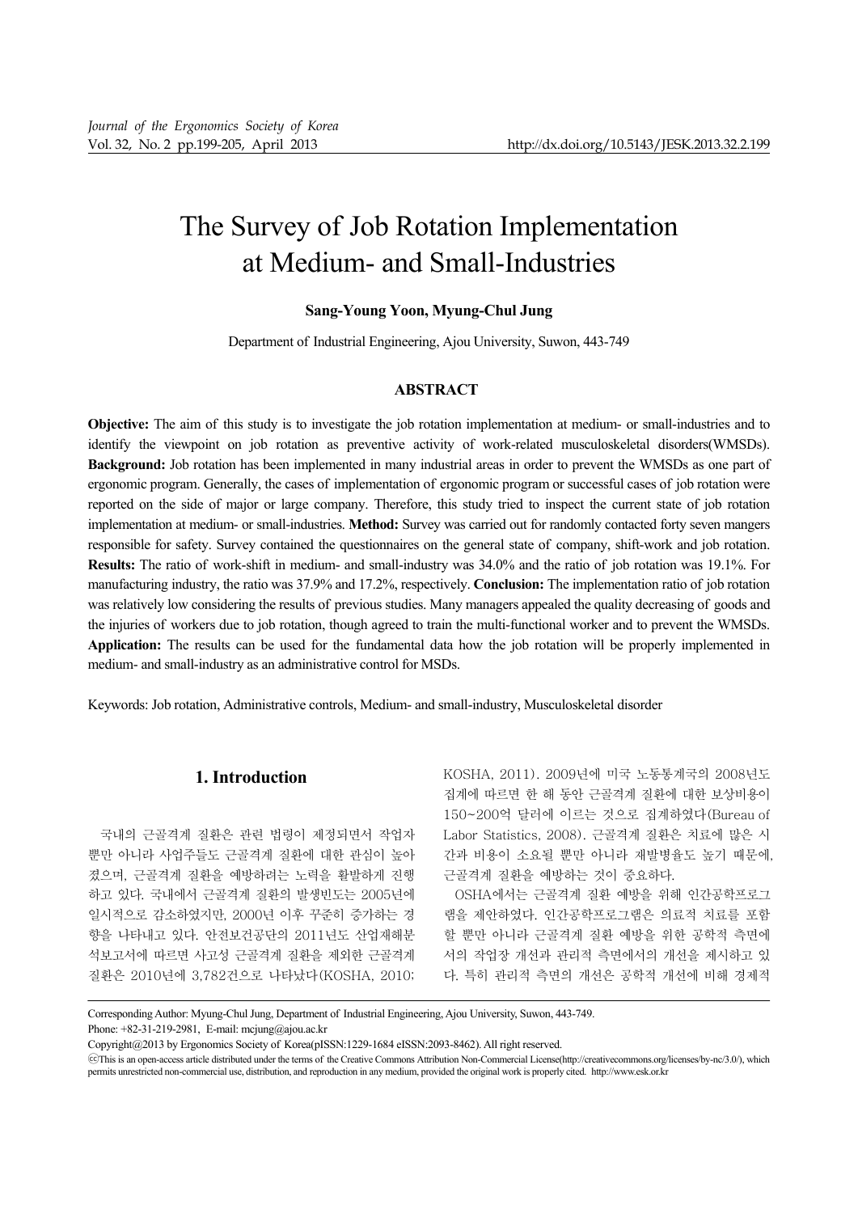# The Survey of Job Rotation Implementation at Medium- and Small-Industries

**Sang-Young Yoon, Myung-Chul Jung**

Department of Industrial Engineering, Ajou University, Suwon, 443-749

## ABSTRACT

**Objective:** The aim of this study is to investigate the job rotation implementation at medium- or small-industries and to identify the viewpoint on job rotation as preventive activity of work-related musculoskeletal disorders(WMSDs). **Background:** Job rotation has been implemented in many industrial areas in order to prevent the WMSDs as one part of ergonomic program. Generally, the cases of implementation of ergonomic program or successful cases of job rotation were reported on the side of major or large company. Therefore, this study tried to inspect the current state of job rotation implementation at medium- or small-industries. **Method:** Survey was carried out for randomly contacted forty seven mangers responsible for safety. Survey contained the questionnaires on the general state of company, shift-work and job rotation. **Results:** The ratio of work-shift in medium- and small-industry was 34.0% and the ratio of job rotation was 19.1%. For manufacturing industry, the ratio was 37.9% and 17.2%, respectively. **Conclusion:** The implementation ratio of job rotation was relatively low considering the results of previous studies. Many managers appealed the quality decreasing of goods and the injuries of workers due to job rotation, though agreed to train the multi-functional worker and to prevent the WMSDs. **Application:** The results can be used for the fundamental data how the job rotation will be properly implemented in medium- and small-industry as an administrative control for MSDs.

Keywords: Job rotation, Administrative controls, Medium- and small-industry, Musculoskeletal disorder

## 1. Introduction

국내의 근골격계 질환은 관련 법령이 제정되면서 작업자 뿐만 아니라 사업주들도 근골격계 질환에 대한 관심이 높아졌으며, 근골격계 질환을 예방하려는 노력을 활발하게 진행하고 있다. 국내에서 근골격계 질환의 발생빈도는 2005년에 일시적으로 감소하였지만, 2000년 이후 꾸준히 증가하는 경향을 나타내고 있다. 안전보건공단의 2011년도 산업재해분석보고서에 따르면 사고성 근골격계 질환을 제외한 근골격계 질환은 2010년에 3,782건으로 나타났다(KOSHA, 2010; KOSHA, 2011). 2009년에 미국 노동통계국의 2008년도 집계에 따르면 한 해 동안 근골격계 질환에 대한 보상비용이 150~200억 달러에 이르는 것으로 집계하였다(Bureau of Labor Statistics, 2008). 근골격계 질환은 치료에 많은 시간과 비용이 소요될 뿐만 아니라 재발병율도 높기 때문에, 근골격계 질환을 예방하는 것이 중요하다.

OSHA에서는 근골격계 질환 예방을 위해 인간공학프로그램을 제안하였다. 인간공학프로그램은 의료적 치료를 포함할 뿐만 아니라 근골격계 질환 예방을 위한 공학적 측면에서의 작업장 개선과 관리적 측면에서의 개선을 제시하고 있다. 특히 관리적 측면의 개선은 공학적 개선에 비해 경제적

Corresponding Author: Myung-Chul Jung, Department of Industrial Engineering, Ajou University, Suwon, 443-749.
Phone: +82-31-219-2981, E-mail: mcjung@ajou.ac.kr

Copyright@2013 by Ergonomics Society of Korea(pISSN:1229-1684 eISSN:2093-8462). All right reserved.

ⓒThis is an open-access article distributed under the terms of the Creative Commons Attribution Non-Commercial License(http://creativecommons.org/licenses/by-nc/3.0/), which permits unrestricted non-commercial use, distribution, and reproduction in any medium, provided the original work is properly cited. http://www.esk.or.kr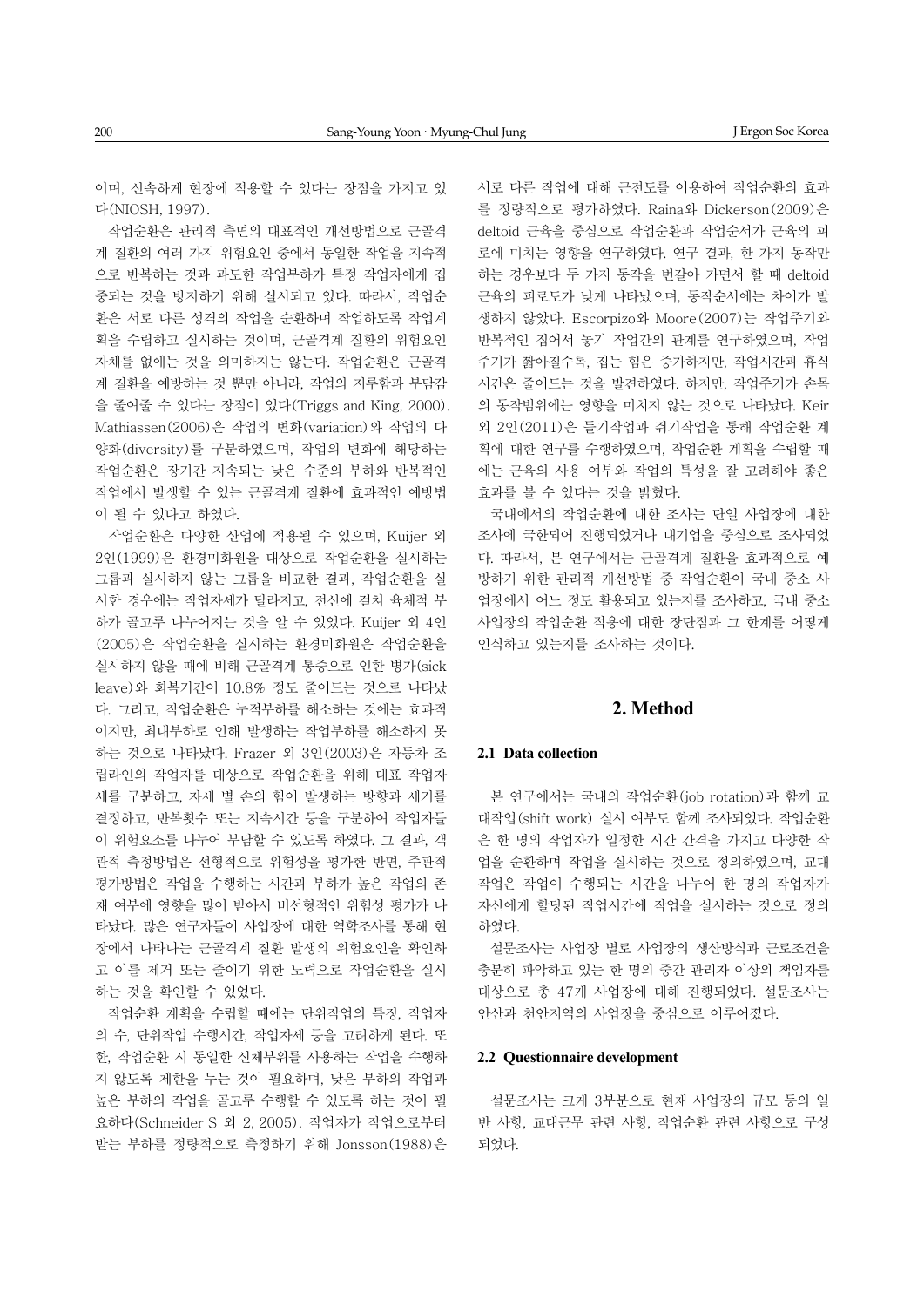이며, 신속하게 현장에 적용할 수 있다는 장점을 가지고 있다(NIOSH, 1997).

작업순환은 관리적 측면의 대표적인 개선방법으로 근골격계 질환의 여러 가지 위험요인 중에서 동일한 작업을 지속적으로 반복하는 것과 과도한 작업부하가 특정 작업자에게 집중되는 것을 방지하기 위해 실시되고 있다. 따라서, 작업순환은 서로 다른 성격의 작업을 순환하며 작업하도록 작업계획을 수립하고 실시하는 것이며, 근골격계 질환의 위험요인 자체를 없애는 것을 의미하지는 않는다. 작업순환은 근골격계 질환을 예방하는 것 뿐만 아니라, 작업의 지루함과 부담감을 줄여줄 수 있다는 장점이 있다(Triggs and King, 2000). Mathiassen(2006)은 작업의 변화(variation)와 작업의 다양화(diversity)를 구분하였으며, 작업의 변화에 해당하는 작업순환은 장기간 지속되는 낮은 수준의 부하와 반복적인 작업에서 발생할 수 있는 근골격계 질환에 효과적인 예방법이 될 수 있다고 하였다.

작업순환은 다양한 산업에 적용될 수 있으며, Kuijer 외 2인(1999)은 환경미화원을 대상으로 작업순환을 실시하는 그룹과 실시하지 않는 그룹을 비교한 결과, 작업순환을 실시한 경우에는 작업자세가 달라지고, 전신에 걸쳐 육체적 부하가 골고루 나누어지는 것을 알 수 있었다. Kuijer 외 4인(2005)은 작업순환을 실시하는 환경미화원은 작업순환을 실시하지 않을 때에 비해 근골격계 통증으로 인한 병가(sick leave)와 회복기간이 10.8% 정도 줄어드는 것으로 나타났다. 그리고, 작업순환은 누적부하를 해소하는 것에는 효과적이지만, 최대부하로 인해 발생하는 작업부하를 해소하지 못하는 것으로 나타났다. Frazer 외 3인(2003)은 자동차 조립라인의 작업자를 대상으로 작업순환을 위해 대표 작업자세를 구분하고, 자세 별 손의 힘이 발생하는 방향과 세기를 결정하고, 반복횟수 또는 지속시간 등을 구분하여 작업자들이 위험요소를 나누어 부담할 수 있도록 하였다. 그 결과, 객관적 측정방법은 선형적으로 위험성을 평가한 반면, 주관적 평가방법은 작업을 수행하는 시간과 부하가 높은 작업의 존재 여부에 영향을 많이 받아서 비선형적인 위험성 평가가 나타났다. 많은 연구자들이 사업장에 대한 역학조사를 통해 현장에서 나타나는 근골격계 질환 발생의 위험요인을 확인하고 이를 제거 또는 줄이기 위한 노력으로 작업순환을 실시하는 것을 확인할 수 있었다.

작업순환 계획을 수립할 때에는 단위작업의 특징, 작업자의 수, 단위작업 수행시간, 작업자세 등을 고려하게 된다. 또한, 작업순환 시 동일한 신체부위를 사용하는 작업을 수행하지 않도록 제한을 두는 것이 필요하며, 낮은 부하의 작업과 높은 부하의 작업을 골고루 수행할 수 있도록 하는 것이 필요하다(Schneider S 외 2, 2005). 작업자가 작업으로부터 받는 부하를 정량적으로 측정하기 위해 Jonsson(1988)은 서로 다른 작업에 대해 근전도를 이용하여 작업순환의 효과를 정량적으로 평가하였다. Raina와 Dickerson(2009)은 deltoid 근육을 중심으로 작업순환과 작업순서가 근육의 피로에 미치는 영향을 연구하였다. 연구 결과, 한 가지 동작만 하는 경우보다 두 가지 동작을 번갈아 가면서 할 때 deltoid 근육의 피로도가 낮게 나타났으며, 동작순서에는 차이가 발생하지 않았다. Escorpizo와 Moore(2007)는 작업주기와 반복적인 집어서 놓기 작업간의 관계를 연구하였으며, 작업주기가 짧아질수록, 집는 힘은 증가하지만, 작업시간과 휴식시간은 줄어드는 것을 발견하였다. 하지만, 작업주기가 손목의 동작범위에는 영향을 미치지 않는 것으로 나타났다. Keir 외 2인(2011)은 들기작업과 쥐기작업을 통해 작업순환 계획에 대한 연구를 수행하였으며, 작업순환 계획을 수립할 때에는 근육의 사용 여부와 작업의 특성을 잘 고려해야 좋은 효과를 볼 수 있다는 것을 밝혔다.

국내에서의 작업순환에 대한 조사는 단일 사업장에 대한 조사에 국한되어 진행되었거나 대기업을 중심으로 조사되었다. 따라서, 본 연구에서는 근골격계 질환을 효과적으로 예방하기 위한 관리적 개선방법 중 작업순환이 국내 중소 사업장에서 어느 정도 활용되고 있는지를 조사하고, 국내 중소 사업장의 작업순환 적용에 대한 장단점과 그 한계를 어떻게 인식하고 있는지를 조사하는 것이다.

## 2. Method

### 2.1 Data collection

본 연구에서는 국내의 작업순환(job rotation)과 함께 교대작업(shift work) 실시 여부도 함께 조사되었다. 작업순환은 한 명의 작업자가 일정한 시간 간격을 가지고 다양한 작업을 순환하며 작업을 실시하는 것으로 정의하였으며, 교대작업은 작업이 수행되는 시간을 나누어 한 명의 작업자가 자신에게 할당된 작업시간에 작업을 실시하는 것으로 정의하였다.

설문조사는 사업장 별로 사업장의 생산방식과 근로조건을 충분히 파악하고 있는 한 명의 중간 관리자 이상의 책임자를 대상으로 총 47개 사업장에 대해 진행되었다. 설문조사는 안산과 천안지역의 사업장을 중심으로 이루어졌다.

### 2.2 Questionnaire development

설문조사는 크게 3부분으로 현재 사업장의 규모 등의 일반 사항, 교대근무 관련 사항, 작업순환 관련 사항으로 구성되었다.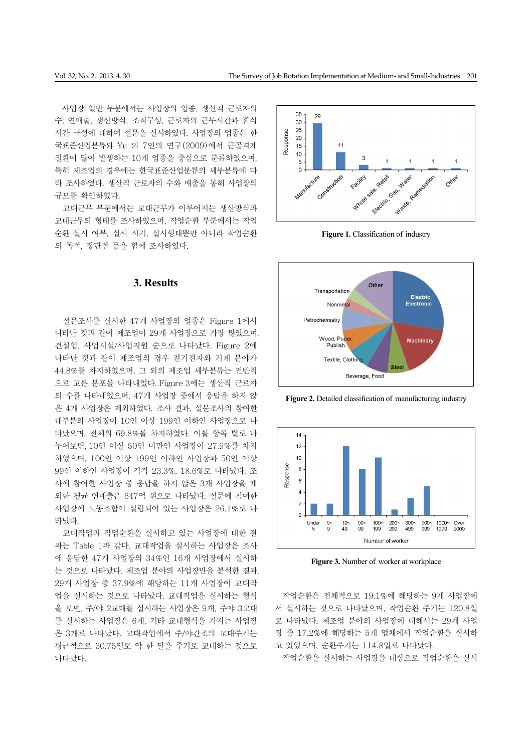사업장 일반 부분에서는 사업장의 업종, 생산직 근로자의 수, 연매출, 생산방식, 조직구성, 근로자의 근무시간과 휴식시간 구성에 대하여 설문을 실시하였다. 사업장의 업종은 한국표준산업분류와 Yu 외 7인의 연구(2009)에서 근골격계질환이 많이 발생하는 10개 업종을 중심으로 분류하였으며, 특히 제조업의 경우에는 한국표준산업분류의 세부분류에 따라 조사하였다. 생산직 근로자의 수와 매출을 통해 사업장의 규모를 확인하였다.

교대근무 부분에서는 교대근무가 이루어지는 생산방식과 교대근무의 형태를 조사하였으며, 작업순환 부분에서는 작업순환 실시 여부, 실시 시기, 실시형태뿐만 아니라 작업순환의 목적, 장단점 등을 함께 조사하였다.

## 3. Results

설문조사를 실시한 47개 사업장의 업종은 Figure 1에서 나타난 것과 같이 제조업이 29개 사업장으로 가장 많았으며, 건설업, 사업시설/사업지원 순으로 나타났다. Figure 2에 나타난 것과 같이 제조업의 경우 전기전자와 기계 분야가 44.8%를 차지하였으며, 그 외의 제조업 세부분류는 전반적으로 고른 분포를 나타내었다. Figure 3에는 생산직 근로자의 수를 나타내었으며, 47개 사업장 중에서 응답을 하지 않은 4개 사업장은 제외하였다. 조사 결과, 설문조사의 참여한 대부분의 사업장이 10인 이상 199인 이하인 사업장으로 나타났으며, 전체의 69.8%를 차지하였다. 이를 항목 별로 나누어보면, 10인 이상 50인 미만인 사업장이 27.9%를 차지하였으며, 100인 이상 199인 이하인 사업장과 50인 이상 99인 이하인 사업장이 각각 23.3%, 18.6%로 나타났다. 조사에 참여한 사업장 중 응답을 하지 않은 3개 사업장을 제외한 평균 연매출은 647억 원으로 나타났다. 설문에 참여한 사업장에 노동조합이 설립되어 있는 사업장은 26.1%로 나타났다.

교대작업과 작업순환을 실시하고 있는 사업장에 대한 결과는 Table 1과 같다. 교대작업을 실시하는 사업장은 조사에 응답한 47개 사업장의 34%인 16개 사업장에서 실시하는 것으로 나타났다. 제조업 분야의 사업장만을 분석한 결과, 29개 사업장 중 37.9%에 해당하는 11개 사업장이 교대작업을 실시하는 것으로 나타났다. 교대작업을 실시하는 형식을 보면, 주/야 2교대를 실시하는 사업장은 9개, 주야 3교대를 실시하는 사업장은 6개, 기타 교대형식을 가지는 사업장은 3개로 나타났다. 교대작업에서 주/야간조의 교대주기는 평균적으로 30.75일로 약 한 달을 주기로 교대하는 것으로 나타났다.

**Figure 1.** Classification of industry

**Figure 2.** Detailed classification of manufacturing industry

**Figure 3.** Number of worker at workplace

작업순환은 전체적으로 19.1%에 해당하는 9개 사업장에서 실시하는 것으로 나타났으며, 작업순환 주기는 120.8일로 나타났다. 제조업 분야의 사업장에 대해서는 29개 사업장 중 17.2%에 해당하는 5개 업체에서 작업순환을 실시하고 있었으며, 순환주기는 114.8일로 나타났다.

작업순환을 실시하는 사업장을 대상으로 작업순환을 실시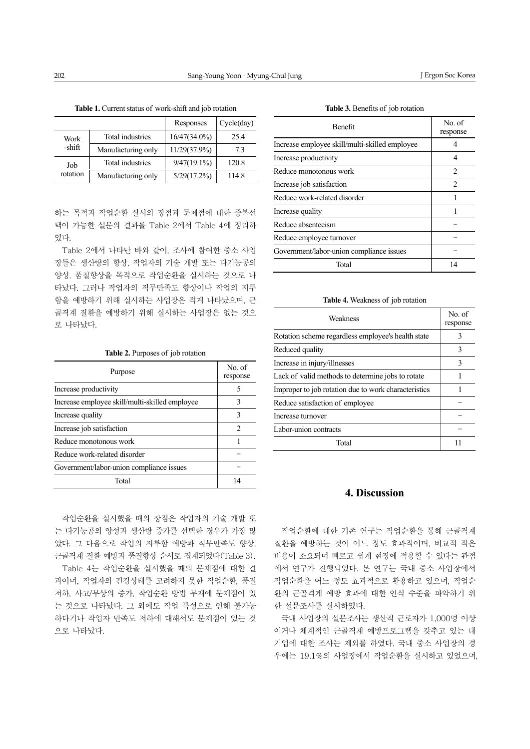**Table 1.** Current status of work-shift and job rotation

| | | Responses | Cycle(day) |
|---|---|---|---|
| Work -shift | Total industries | 16/47(34.0%) | 25.4 |
| | Manufacturing only | 11/29(37.9%) | 7.3 |
| Job rotation | Total industries | 9/47(19.1%) | 120.8 |
| | Manufacturing only | 5/29(17.2%) | 114.8 |

하는 목적과 작업순환 실시의 장점과 문제점에 대한 중복선택이 가능한 설문의 결과를 Table 2에서 Table 4에 정리하였다.

Table 2에서 나타난 바와 같이, 조사에 참여한 중소 사업장들은 생산량의 향상, 작업자의 기술 개발 또는 다기능공의 양성, 품질향상을 목적으로 작업순환을 실시하는 것으로 나타났다. 그러나 작업자의 직무만족도 향상이나 작업의 지루함을 예방하기 위해 실시하는 사업장은 적게 나타났으며, 근골격계 질환을 예방하기 위해 실시하는 사업장은 없는 것으로 나타났다.

**Table 2.** Purposes of job rotation

| Purpose | No. of response |
|---|---|
| Increase productivity | 5 |
| Increase employee skill/multi-skilled employee | 3 |
| Increase quality | 3 |
| Increase job satisfaction | 2 |
| Reduce monotonous work | 1 |
| Reduce work-related disorder | − |
| Government/labor-union compliance issues | − |
| Total | 14 |

작업순환을 실시했을 때의 장점은 작업자의 기술 개발 또는 다기능공의 양성과 생산량 증가를 선택한 경우가 가장 많았다. 그 다음으로 작업의 지루함 예방과 직무만족도 향상, 근골격계 질환 예방과 품질향상 순서로 집계되었다(Table 3).

Table 4는 작업순환을 실시했을 때의 문제점에 대한 결과이며, 작업자의 건강상태를 고려하지 못한 작업순환, 품질 저하, 사고/부상의 증가, 작업순환 방법 부재에 문제점이 있는 것으로 나타났다. 그 외에도 작업 특성으로 인해 불가능하다거나 작업자 만족도 저하에 대해서도 문제점이 있는 것으로 나타났다.

**Table 3.** Benefits of job rotation

| Benefit | No. of response |
|---|---|
| Increase employee skill/multi-skilled employee | 4 |
| Increase productivity | 4 |
| Reduce monotonous work | 2 |
| Increase job satisfaction | 2 |
| Reduce work-related disorder | 1 |
| Increase quality | 1 |
| Reduce absenteeism | − |
| Reduce employee turnover | − |
| Government/labor-union compliance issues | − |
| Total | 14 |

**Table 4.** Weakness of job rotation

| Weakness | No. of response |
|---|---|
| Rotation scheme regardless employee's health state | 3 |
| Reduced quality | 3 |
| Increase in injury/illnesses | 3 |
| Lack of valid methods to determine jobs to rotate | 1 |
| Improper to job rotation due to work characteristics | 1 |
| Reduce satisfaction of employee | − |
| Increase turnover | − |
| Labor-union contracts | − |
| Total | 11 |

## 4. Discussion

작업순환에 대한 기존 연구는 작업순환을 통해 근골격계 질환을 예방하는 것이 어느 정도 효과적이며, 비교적 적은 비용이 소요되며 빠르고 쉽게 현장에 적용할 수 있다는 관점에서 연구가 진행되었다. 본 연구는 국내 중소 사업장에서 작업순환을 어느 정도 효과적으로 활용하고 있으며, 작업순환의 근골격계 예방 효과에 대한 인식 수준을 파악하기 위한 설문조사를 실시하였다.

국내 사업장의 설문조사는 생산직 근로자가 1,000명 이상이거나 체계적인 근골격계 예방프로그램을 갖추고 있는 대기업에 대한 조사는 제외를 하였다. 국내 중소 사업장의 경우에는 19.1%의 사업장에서 작업순환을 실시하고 있었으며,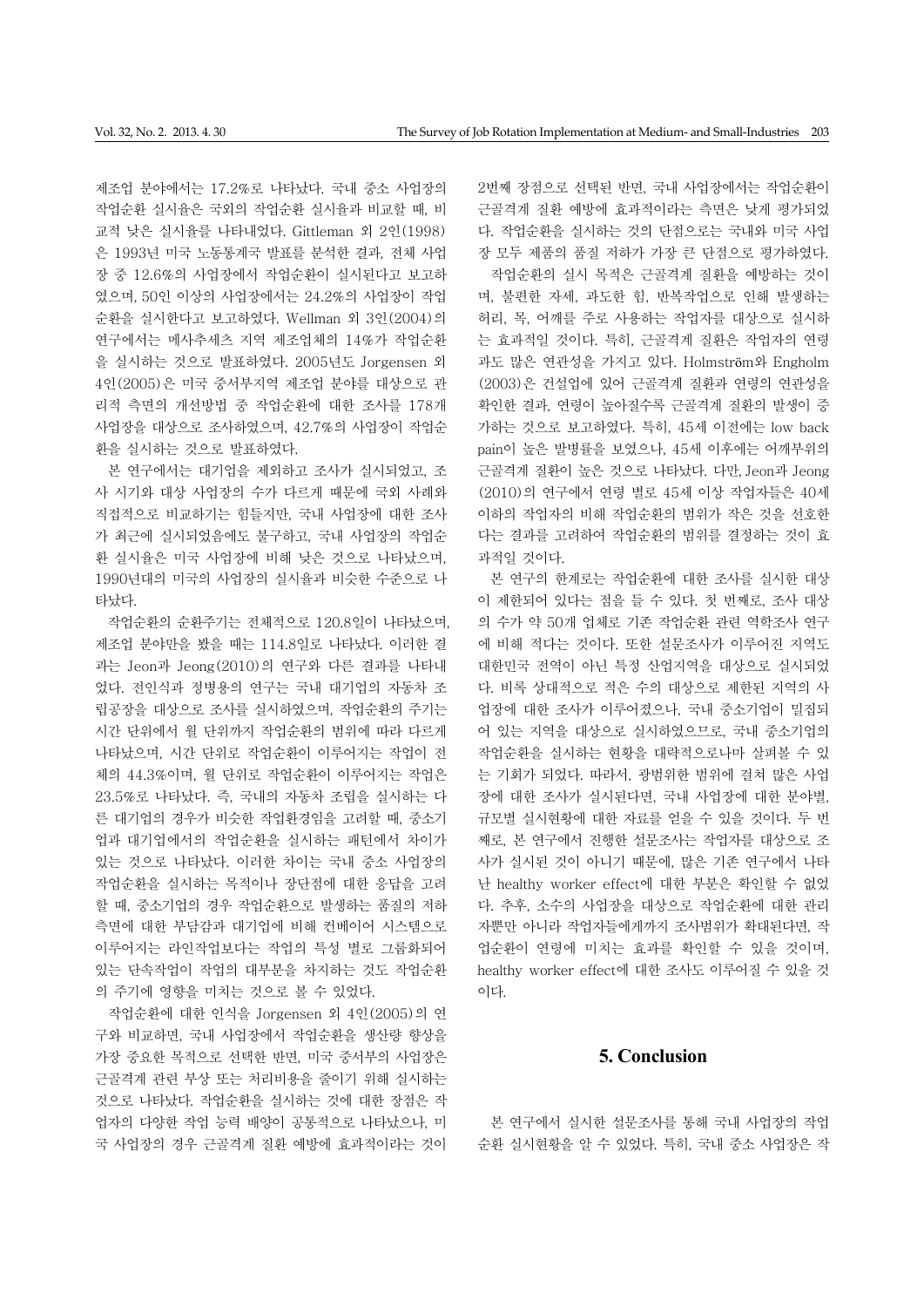제조업 분야에서는 17.2%로 나타났다. 국내 중소 사업장의 작업순환 실시율은 국외의 작업순환 실시율과 비교할 때, 비교적 낮은 실시율을 나타내었다. Gittleman 외 2인(1998)은 1993년 미국 노동통계국 발표를 분석한 결과, 전체 사업장 중 12.6%의 사업장에서 작업순환이 실시된다고 보고하였으며, 50인 이상의 사업장에서는 24.2%의 사업장이 작업순환을 실시한다고 보고하였다. Wellman 외 3인(2004)의 연구에서는 메사추세츠 지역 제조업체의 14%가 작업순환을 실시하는 것으로 발표하였다. 2005년도 Jorgensen 외 4인(2005)은 미국 중서부지역 제조업 분야를 대상으로 관리적 측면의 개선방법 중 작업순환에 대한 조사를 178개 사업장을 대상으로 조사하였으며, 42.7%의 사업장이 작업순환을 실시하는 것으로 발표하였다.

본 연구에서는 대기업을 제외하고 조사가 실시되었고, 조사 시기와 대상 사업장의 수가 다르기 때문에 국외 사례와 직접적으로 비교하기는 힘들지만, 국내 사업장에 대한 조사가 최근에 실시되었음에도 불구하고, 국내 사업장의 작업순환 실시율은 미국 사업장에 비해 낮은 것으로 나타났으며, 1990년대의 미국의 사업장의 실시율과 비슷한 수준으로 나타났다.

작업순환의 순환주기는 전체적으로 120.8일이 나타났으며, 제조업 분야만을 봤을 때는 114.8일로 나타났다. 이러한 결과는 Jeon과 Jeong(2010)의 연구와 다른 결과를 나타내었다. 전인식과 정병용의 연구는 국내 대기업의 자동차 조립공장을 대상으로 조사를 실시하였으며, 작업순환의 주기는 시간 단위에서 월 단위까지 작업순환의 범위에 따라 다르게 나타났으며, 시간 단위로 작업순환이 이루어지는 작업이 전체의 44.3%이며, 월 단위로 작업순환이 이루어지는 작업은 23.5%로 나타났다. 즉, 국내의 자동차 조립을 실시하는 다른 대기업의 경우가 비슷한 작업환경임을 고려할 때, 중소기업과 대기업에서의 작업순환을 실시하는 패턴에서 차이가 있는 것으로 나타났다. 이러한 차이는 국내 중소 사업장의 작업순환을 실시하는 목적이나 장단점에 대한 응답을 고려할 때, 중소기업의 경우 작업순환으로 발생하는 품질의 저하 측면에 대한 부담감과 대기업에 비해 컨베이어 시스템으로 이루어지는 라인작업보다는 작업의 특성 별로 그룹화되어 있는 단속작업이 작업의 대부분을 차지하는 것도 작업순환의 주기에 영향을 미치는 것으로 볼 수 있었다.

작업순환에 대한 인식을 Jorgensen 외 4인(2005)의 연구와 비교하면, 국내 사업장에서 작업순환을 생산량 향상을 가장 중요한 목적으로 선택한 반면, 미국 중서부의 사업장은 근골격계 관련 부상 또는 처리비용을 줄이기 위해 실시하는 것으로 나타났다. 작업순환을 실시하는 것에 대한 장점은 작업자의 다양한 작업 능력 배양이 공통적으로 나타났으나, 미국 사업장의 경우 근골격계 질환 예방에 효과적이라는 것이 2번째 장점으로 선택된 반면, 국내 사업장에서는 작업순환이 근골격계 질환 예방에 효과적이라는 측면은 낮게 평가되었다. 작업순환을 실시하는 것의 단점으로는 국내와 미국 사업장 모두 제품의 품질 저하가 가장 큰 단점으로 평가하였다.

작업순환의 실시 목적은 근골격계 질환을 예방하는 것이며, 불편한 자세, 과도한 힘, 반복작업으로 인해 발생하는 허리, 목, 어깨를 주로 사용하는 작업자를 대상으로 실시하는 효과적일 것이다. 특히, 근골격계 질환은 작업자의 연령과도 많은 연관성을 가지고 있다. Holmström와 Engholm(2003)은 건설업에 있어 근골격계 질환과 연령의 연관성을 확인한 결과, 연령이 높아질수록 근골격계 질환의 발생이 증가하는 것으로 보고하였다. 특히, 45세 이전에는 low back pain이 높은 발병률을 보였으나, 45세 이후에는 어깨부위의 근골격계 질환이 높은 것으로 나타났다. 다만, Jeon과 Jeong(2010)의 연구에서 연령 별로 45세 이상 작업자들은 40세 이하의 작업자의 비해 작업순환의 범위가 작은 것을 선호한다는 결과를 고려하여 작업순환의 범위를 결정하는 것이 효과적일 것이다.

본 연구의 한계로는 작업순환에 대한 조사를 실시한 대상이 제한되어 있다는 점을 들 수 있다. 첫 번째로, 조사 대상의 수가 약 50개 업체로 기존 작업순환 관련 역학조사 연구에 비해 적다는 것이다. 또한 설문조사가 이루어진 지역도 대한민국 전역이 아닌 특정 산업지역을 대상으로 실시되었다. 비록 상대적으로 적은 수의 대상으로 제한된 지역의 사업장에 대한 조사가 이루어졌으나, 국내 중소기업이 밀집되어 있는 지역을 대상으로 실시하였으므로, 국내 중소기업의 작업순환을 실시하는 현황을 대략적으로나마 살펴볼 수 있는 기회가 되었다. 따라서, 광범위한 범위에 걸쳐 많은 사업장에 대한 조사가 실시된다면, 국내 사업장에 대한 분야별, 규모별 실시현황에 대한 자료를 얻을 수 있을 것이다. 두 번째로, 본 연구에서 진행한 설문조사는 작업자를 대상으로 조사가 실시된 것이 아니기 때문에, 많은 기존 연구에서 나타난 healthy worker effect에 대한 부분은 확인할 수 없었다. 추후, 소수의 사업장을 대상으로 작업순환에 대한 관리자뿐만 아니라 작업자들에게까지 조사범위가 확대된다면, 작업순환이 연령에 미치는 효과를 확인할 수 있을 것이며, healthy worker effect에 대한 조사도 이루어질 수 있을 것이다.

## 5. Conclusion

본 연구에서 실시한 설문조사를 통해 국내 사업장의 작업순환 실시현황을 알 수 있었다. 특히, 국내 중소 사업장은 작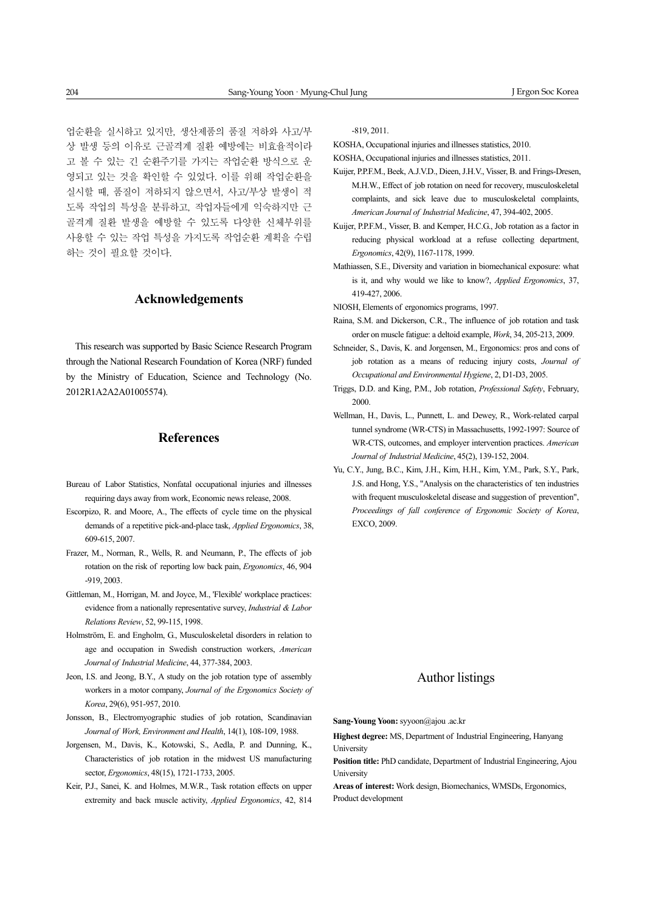업순환을 실시하고 있지만, 생산제품의 품질 저하와 사고/부상 발생 등의 이유로 근골격계 질환 예방에는 비효율적이라고 볼 수 있는 긴 순환주기를 가지는 작업순환 방식으로 운영되고 있는 것을 확인할 수 있었다. 이를 위해 작업순환을 실시할 때, 품질이 저하되지 않으면서, 사고/부상 발생이 적도록 작업의 특성을 분류하고, 작업자들에게 익숙하지만 근골격계 질환 발생을 예방할 수 있도록 다양한 신체부위를 사용할 수 있는 작업 특성을 가지도록 작업순환 계획을 수립하는 것이 필요할 것이다.

## Acknowledgements

This research was supported by Basic Science Research Program through the National Research Foundation of Korea (NRF) funded by the Ministry of Education, Science and Technology (No. 2012R1A2A2A01005574).

## References

Bureau of Labor Statistics, Nonfatal occupational injuries and illnesses requiring days away from work, Economic news release, 2008.

Escorpizo, R. and Moore, A., The effects of cycle time on the physical demands of a repetitive pick-and-place task, *Applied Ergonomics*, 38, 609-615, 2007.

Frazer, M., Norman, R., Wells, R. and Neumann, P., The effects of job rotation on the risk of reporting low back pain, *Ergonomics*, 46, 904-919, 2003.

Gittleman, M., Horrigan, M. and Joyce, M., 'Flexible' workplace practices: evidence from a nationally representative survey, *Industrial & Labor Relations Review*, 52, 99-115, 1998.

Holmström, E. and Engholm, G., Musculoskeletal disorders in relation to age and occupation in Swedish construction workers, *American Journal of Industrial Medicine*, 44, 377-384, 2003.

Jeon, I.S. and Jeong, B.Y., A study on the job rotation type of assembly workers in a motor company, *Journal of the Ergonomics Society of Korea*, 29(6), 951-957, 2010.

Jonsson, B., Electromyographic studies of job rotation, Scandinavian *Journal of Work, Environment and Health*, 14(1), 108-109, 1988.

Jorgensen, M., Davis, K., Kotowski, S., Aedla, P. and Dunning, K., Characteristics of job rotation in the midwest US manufacturing sector, *Ergonomics*, 48(15), 1721-1733, 2005.

Keir, P.J., Sanei, K. and Holmes, M.W.R., Task rotation effects on upper extremity and back muscle activity, *Applied Ergonomics*, 42, 814-819, 2011.

KOSHA, Occupational injuries and illnesses statistics, 2010.

KOSHA, Occupational injuries and illnesses statistics, 2011.

Kuijer, P.P.F.M., Beek, A.J.V.D., Dieen, J.H.V., Visser, B. and Frings-Dresen, M.H.W., Effect of job rotation on need for recovery, musculoskeletal complaints, and sick leave due to musculoskeletal complaints, *American Journal of Industrial Medicine*, 47, 394-402, 2005.

Kuijer, P.P.F.M., Visser, B. and Kemper, H.C.G., Job rotation as a factor in reducing physical workload at a refuse collecting department, *Ergonomics*, 42(9), 1167-1178, 1999.

Mathiassen, S.E., Diversity and variation in biomechanical exposure: what is it, and why would we like to know?, *Applied Ergonomics*, 37, 419-427, 2006.

NIOSH, Elements of ergonomics programs, 1997.

Raina, S.M. and Dickerson, C.R., The influence of job rotation and task order on muscle fatigue: a deltoid example, *Work*, 34, 205-213, 2009.

Schneider, S., Davis, K. and Jorgensen, M., Ergonomics: pros and cons of job rotation as a means of reducing injury costs, *Journal of Occupational and Environmental Hygiene*, 2, D1-D3, 2005.

Triggs, D.D. and King, P.M., Job rotation, *Professional Safety*, February, 2000.

Wellman, H., Davis, L., Punnett, L. and Dewey, R., Work-related carpal tunnel syndrome (WR-CTS) in Massachusetts, 1992-1997: Source of WR-CTS, outcomes, and employer intervention practices. *American Journal of Industrial Medicine*, 45(2), 139-152, 2004.

Yu, C.Y., Jung, B.C., Kim, J.H., Kim, H.H., Kim, Y.M., Park, S.Y., Park, J.S. and Hong, Y.S., "Analysis on the characteristics of ten industries with frequent musculoskeletal disease and suggestion of prevention", *Proceedings of fall conference of Ergonomic Society of Korea*, EXCO, 2009.

## Author listings

**Sang-Young Yoon:** syyoon@ajou .ac.kr

**Highest degree:** MS, Department of Industrial Engineering, Hanyang University

**Position title:** PhD candidate, Department of Industrial Engineering, Ajou University

**Areas of interest:** Work design, Biomechanics, WMSDs, Ergonomics, Product development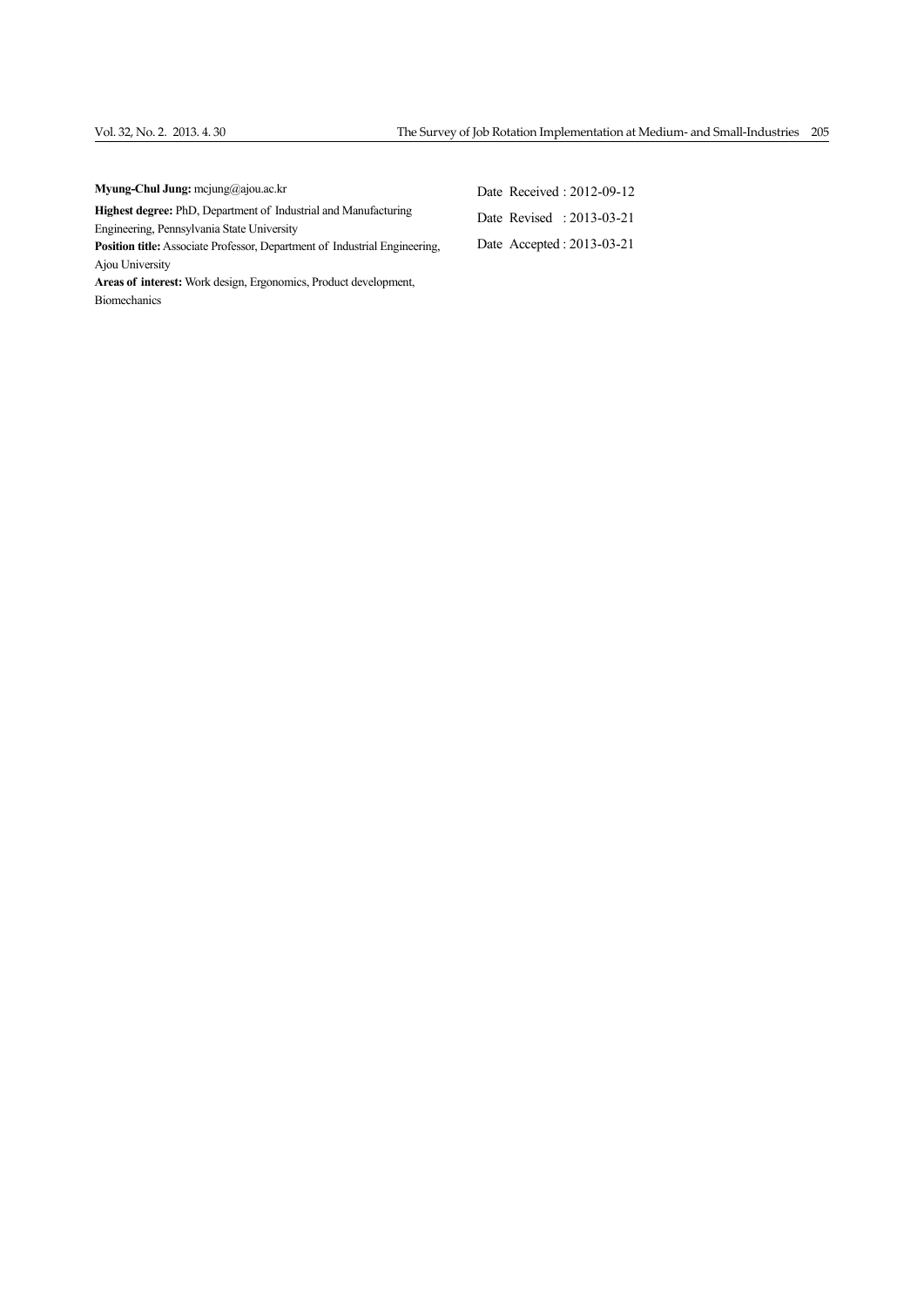**Myung-Chul Jung:** mcjung@ajou.ac.kr
**Highest degree:** PhD, Department of Industrial and Manufacturing Engineering, Pennsylvania State University
**Position title:** Associate Professor, Department of Industrial Engineering, Ajou University
**Areas of interest:** Work design, Ergonomics, Product development, Biomechanics

Date Received : 2012-09-12
Date Revised : 2013-03-21
Date Accepted : 2013-03-21